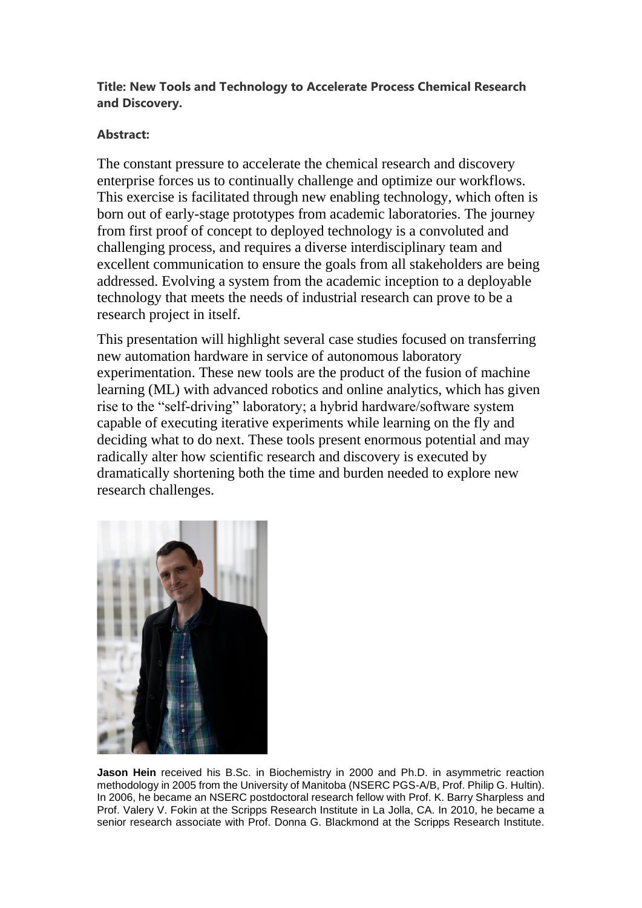**Title: New Tools and Technology to Accelerate Process Chemical Research and Discovery.**

**Abstract:**

The constant pressure to accelerate the chemical research and discovery enterprise forces us to continually challenge and optimize our workflows. This exercise is facilitated through new enabling technology, which often is born out of early-stage prototypes from academic laboratories. The journey from first proof of concept to deployed technology is a convoluted and challenging process, and requires a diverse interdisciplinary team and excellent communication to ensure the goals from all stakeholders are being addressed. Evolving a system from the academic inception to a deployable technology that meets the needs of industrial research can prove to be a research project in itself.

This presentation will highlight several case studies focused on transferring new automation hardware in service of autonomous laboratory experimentation. These new tools are the product of the fusion of machine learning (ML) with advanced robotics and online analytics, which has given rise to the "self-driving" laboratory; a hybrid hardware/software system capable of executing iterative experiments while learning on the fly and deciding what to do next. These tools present enormous potential and may radically alter how scientific research and discovery is executed by dramatically shortening both the time and burden needed to explore new research challenges.

**Jason Hein** received his B.Sc. in Biochemistry in 2000 and Ph.D. in asymmetric reaction methodology in 2005 from the University of Manitoba (NSERC PGS-A/B, Prof. Philip G. Hultin). In 2006, he became an NSERC postdoctoral research fellow with Prof. K. Barry Sharpless and Prof. Valery V. Fokin at the Scripps Research Institute in La Jolla, CA. In 2010, he became a senior research associate with Prof. Donna G. Blackmond at the Scripps Research Institute.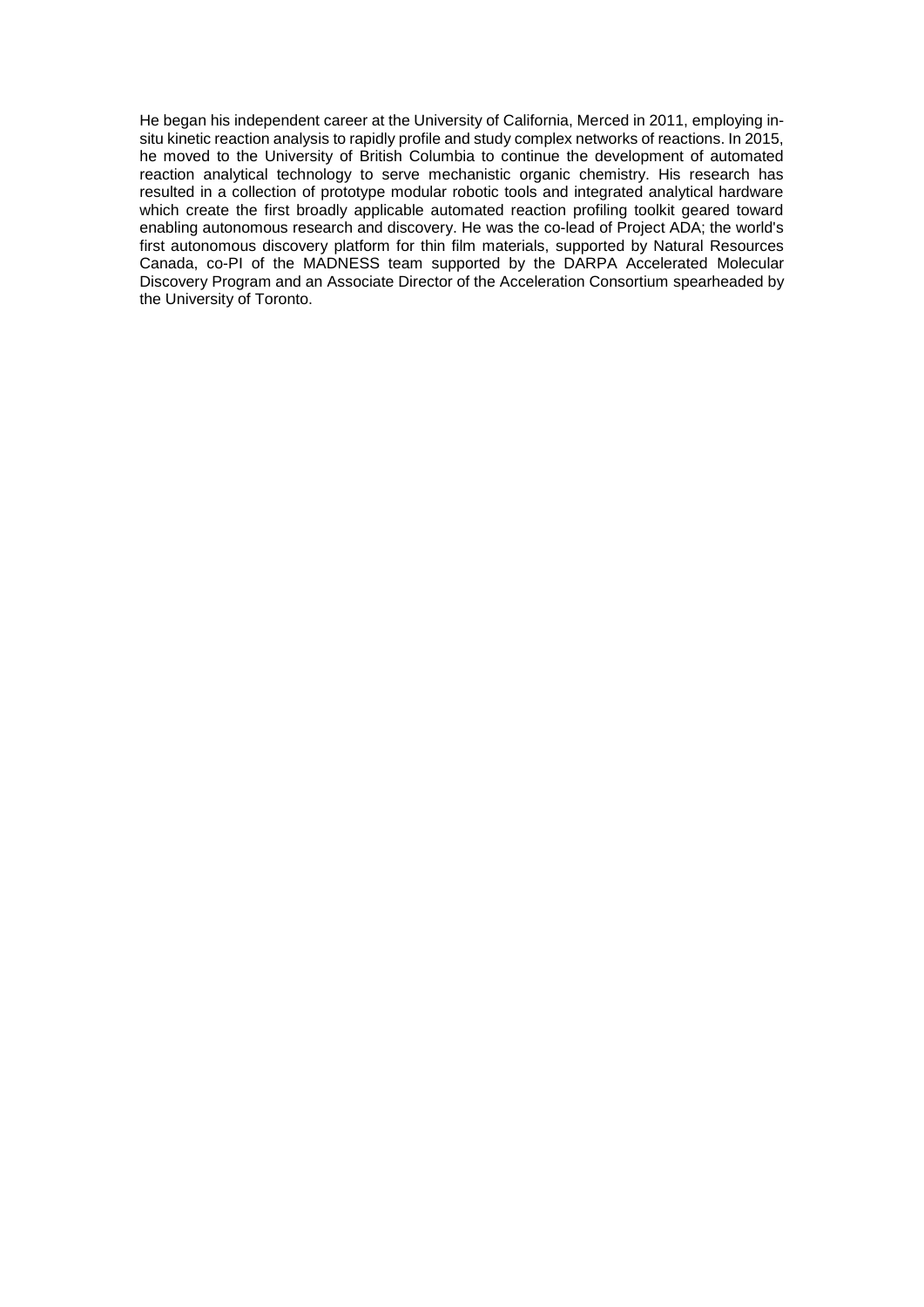He began his independent career at the University of California, Merced in 2011, employing in-situ kinetic reaction analysis to rapidly profile and study complex networks of reactions. In 2015, he moved to the University of British Columbia to continue the development of automated reaction analytical technology to serve mechanistic organic chemistry. His research has resulted in a collection of prototype modular robotic tools and integrated analytical hardware which create the first broadly applicable automated reaction profiling toolkit geared toward enabling autonomous research and discovery. He was the co-lead of Project ADA; the world's first autonomous discovery platform for thin film materials, supported by Natural Resources Canada, co-PI of the MADNESS team supported by the DARPA Accelerated Molecular Discovery Program and an Associate Director of the Acceleration Consortium spearheaded by the University of Toronto.